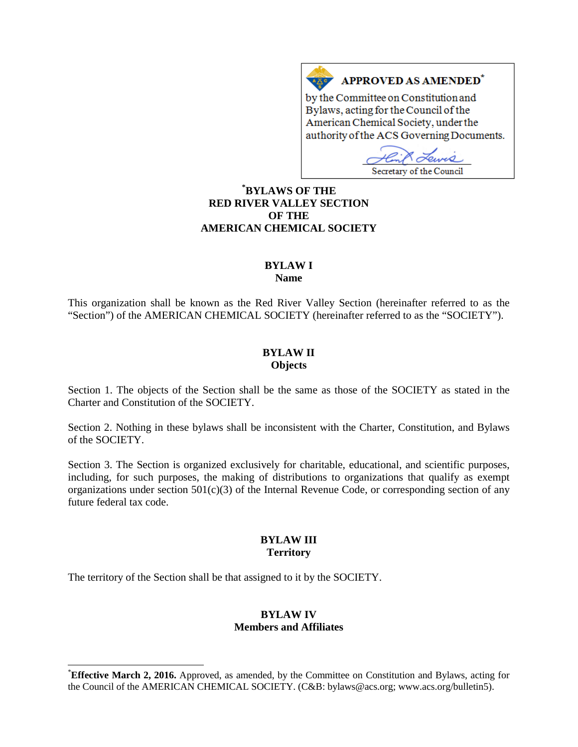**APPROVED AS AMENDED***

by the Committee on Constitution and Bylaws, acting for the Council of the American Chemical Society, under the authority of the ACS Governing Documents.

Secretary of the Council

# *BYLAWS OF THE RED RIVER VALLEY SECTION OF THE AMERICAN CHEMICAL SOCIETY

## BYLAW I
## Name

This organization shall be known as the Red River Valley Section (hereinafter referred to as the "Section") of the AMERICAN CHEMICAL SOCIETY (hereinafter referred to as the "SOCIETY").

## BYLAW II
## Objects

Section 1. The objects of the Section shall be the same as those of the SOCIETY as stated in the Charter and Constitution of the SOCIETY.

Section 2. Nothing in these bylaws shall be inconsistent with the Charter, Constitution, and Bylaws of the SOCIETY.

Section 3. The Section is organized exclusively for charitable, educational, and scientific purposes, including, for such purposes, the making of distributions to organizations that qualify as exempt organizations under section 501(c)(3) of the Internal Revenue Code, or corresponding section of any future federal tax code.

## BYLAW III
## Territory

The territory of the Section shall be that assigned to it by the SOCIETY.

## BYLAW IV
## Members and Affiliates

---

***Effective March 2, 2016.** Approved, as amended, by the Committee on Constitution and Bylaws, acting for the Council of the AMERICAN CHEMICAL SOCIETY. (C&B: bylaws@acs.org; www.acs.org/bulletin5).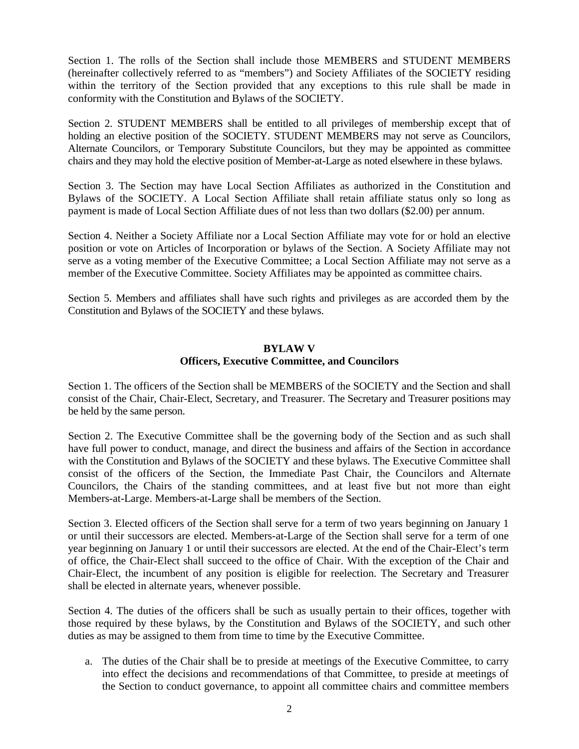Section 1. The rolls of the Section shall include those MEMBERS and STUDENT MEMBERS (hereinafter collectively referred to as "members") and Society Affiliates of the SOCIETY residing within the territory of the Section provided that any exceptions to this rule shall be made in conformity with the Constitution and Bylaws of the SOCIETY.

Section 2. STUDENT MEMBERS shall be entitled to all privileges of membership except that of holding an elective position of the SOCIETY. STUDENT MEMBERS may not serve as Councilors, Alternate Councilors, or Temporary Substitute Councilors, but they may be appointed as committee chairs and they may hold the elective position of Member-at-Large as noted elsewhere in these bylaws.

Section 3. The Section may have Local Section Affiliates as authorized in the Constitution and Bylaws of the SOCIETY. A Local Section Affiliate shall retain affiliate status only so long as payment is made of Local Section Affiliate dues of not less than two dollars ($2.00) per annum.

Section 4. Neither a Society Affiliate nor a Local Section Affiliate may vote for or hold an elective position or vote on Articles of Incorporation or bylaws of the Section. A Society Affiliate may not serve as a voting member of the Executive Committee; a Local Section Affiliate may not serve as a member of the Executive Committee. Society Affiliates may be appointed as committee chairs.

Section 5. Members and affiliates shall have such rights and privileges as are accorded them by the Constitution and Bylaws of the SOCIETY and these bylaws.

## BYLAW V
## Officers, Executive Committee, and Councilors

Section 1. The officers of the Section shall be MEMBERS of the SOCIETY and the Section and shall consist of the Chair, Chair-Elect, Secretary, and Treasurer. The Secretary and Treasurer positions may be held by the same person.

Section 2. The Executive Committee shall be the governing body of the Section and as such shall have full power to conduct, manage, and direct the business and affairs of the Section in accordance with the Constitution and Bylaws of the SOCIETY and these bylaws. The Executive Committee shall consist of the officers of the Section, the Immediate Past Chair, the Councilors and Alternate Councilors, the Chairs of the standing committees, and at least five but not more than eight Members-at-Large. Members-at-Large shall be members of the Section.

Section 3. Elected officers of the Section shall serve for a term of two years beginning on January 1 or until their successors are elected. Members-at-Large of the Section shall serve for a term of one year beginning on January 1 or until their successors are elected. At the end of the Chair-Elect's term of office, the Chair-Elect shall succeed to the office of Chair. With the exception of the Chair and Chair-Elect, the incumbent of any position is eligible for reelection. The Secretary and Treasurer shall be elected in alternate years, whenever possible.

Section 4. The duties of the officers shall be such as usually pertain to their offices, together with those required by these bylaws, by the Constitution and Bylaws of the SOCIETY, and such other duties as may be assigned to them from time to time by the Executive Committee.

a. The duties of the Chair shall be to preside at meetings of the Executive Committee, to carry into effect the decisions and recommendations of that Committee, to preside at meetings of the Section to conduct governance, to appoint all committee chairs and committee members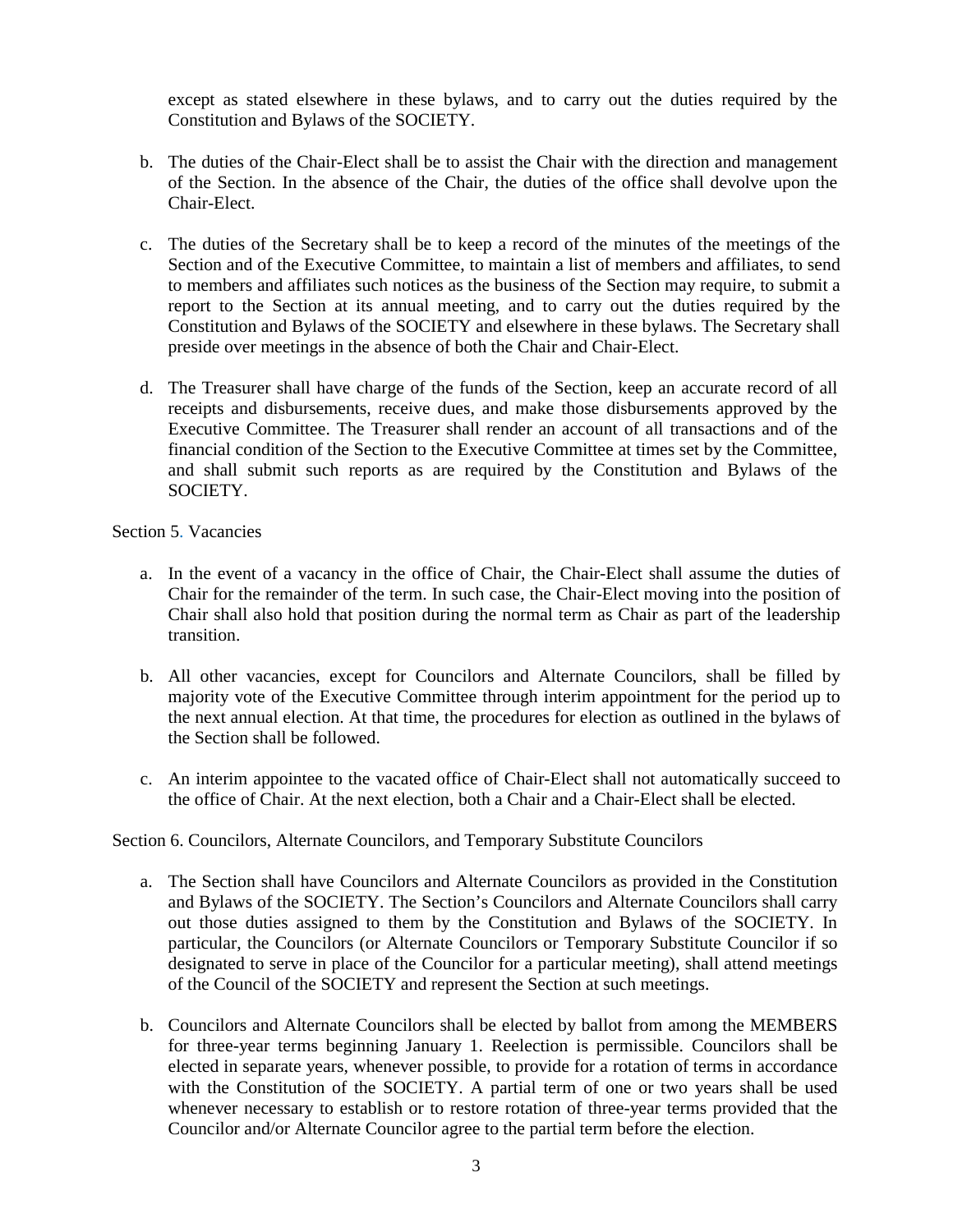except as stated elsewhere in these bylaws, and to carry out the duties required by the Constitution and Bylaws of the SOCIETY.

b. The duties of the Chair-Elect shall be to assist the Chair with the direction and management of the Section. In the absence of the Chair, the duties of the office shall devolve upon the Chair-Elect.

c. The duties of the Secretary shall be to keep a record of the minutes of the meetings of the Section and of the Executive Committee, to maintain a list of members and affiliates, to send to members and affiliates such notices as the business of the Section may require, to submit a report to the Section at its annual meeting, and to carry out the duties required by the Constitution and Bylaws of the SOCIETY and elsewhere in these bylaws. The Secretary shall preside over meetings in the absence of both the Chair and Chair-Elect.

d. The Treasurer shall have charge of the funds of the Section, keep an accurate record of all receipts and disbursements, receive dues, and make those disbursements approved by the Executive Committee. The Treasurer shall render an account of all transactions and of the financial condition of the Section to the Executive Committee at times set by the Committee, and shall submit such reports as are required by the Constitution and Bylaws of the SOCIETY.

Section 5. Vacancies

a. In the event of a vacancy in the office of Chair, the Chair-Elect shall assume the duties of Chair for the remainder of the term. In such case, the Chair-Elect moving into the position of Chair shall also hold that position during the normal term as Chair as part of the leadership transition.

b. All other vacancies, except for Councilors and Alternate Councilors, shall be filled by majority vote of the Executive Committee through interim appointment for the period up to the next annual election. At that time, the procedures for election as outlined in the bylaws of the Section shall be followed.

c. An interim appointee to the vacated office of Chair-Elect shall not automatically succeed to the office of Chair. At the next election, both a Chair and a Chair-Elect shall be elected.

Section 6. Councilors, Alternate Councilors, and Temporary Substitute Councilors

a. The Section shall have Councilors and Alternate Councilors as provided in the Constitution and Bylaws of the SOCIETY. The Section's Councilors and Alternate Councilors shall carry out those duties assigned to them by the Constitution and Bylaws of the SOCIETY. In particular, the Councilors (or Alternate Councilors or Temporary Substitute Councilor if so designated to serve in place of the Councilor for a particular meeting), shall attend meetings of the Council of the SOCIETY and represent the Section at such meetings.

b. Councilors and Alternate Councilors shall be elected by ballot from among the MEMBERS for three-year terms beginning January 1. Reelection is permissible. Councilors shall be elected in separate years, whenever possible, to provide for a rotation of terms in accordance with the Constitution of the SOCIETY. A partial term of one or two years shall be used whenever necessary to establish or to restore rotation of three-year terms provided that the Councilor and/or Alternate Councilor agree to the partial term before the election.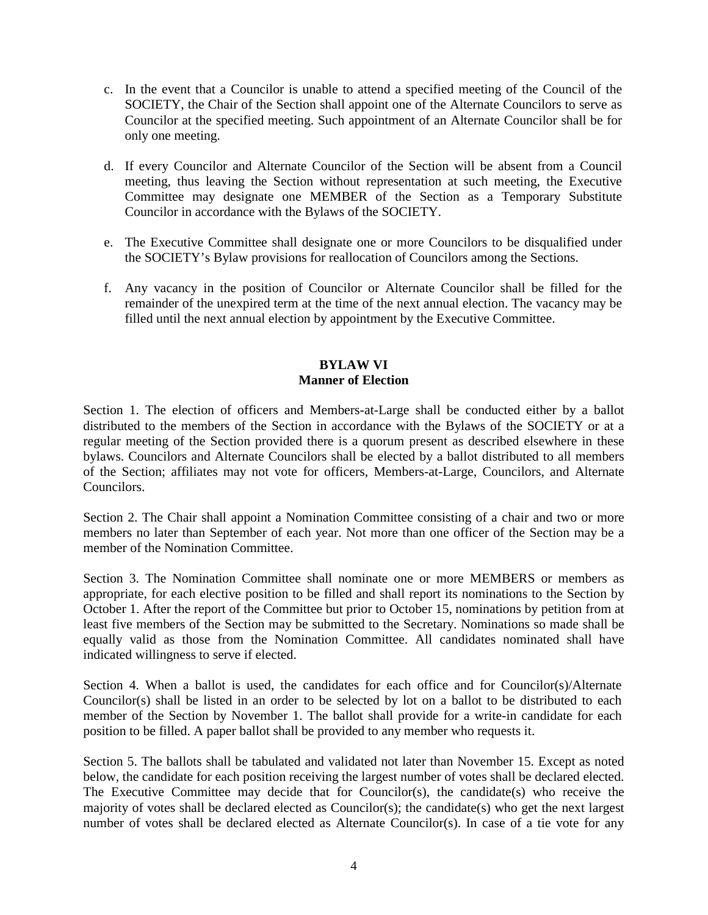c. In the event that a Councilor is unable to attend a specified meeting of the Council of the SOCIETY, the Chair of the Section shall appoint one of the Alternate Councilors to serve as Councilor at the specified meeting. Such appointment of an Alternate Councilor shall be for only one meeting.

d. If every Councilor and Alternate Councilor of the Section will be absent from a Council meeting, thus leaving the Section without representation at such meeting, the Executive Committee may designate one MEMBER of the Section as a Temporary Substitute Councilor in accordance with the Bylaws of the SOCIETY.

e. The Executive Committee shall designate one or more Councilors to be disqualified under the SOCIETY's Bylaw provisions for reallocation of Councilors among the Sections.

f. Any vacancy in the position of Councilor or Alternate Councilor shall be filled for the remainder of the unexpired term at the time of the next annual election. The vacancy may be filled until the next annual election by appointment by the Executive Committee.

## BYLAW VI
## Manner of Election

Section 1. The election of officers and Members-at-Large shall be conducted either by a ballot distributed to the members of the Section in accordance with the Bylaws of the SOCIETY or at a regular meeting of the Section provided there is a quorum present as described elsewhere in these bylaws. Councilors and Alternate Councilors shall be elected by a ballot distributed to all members of the Section; affiliates may not vote for officers, Members-at-Large, Councilors, and Alternate Councilors.

Section 2. The Chair shall appoint a Nomination Committee consisting of a chair and two or more members no later than September of each year. Not more than one officer of the Section may be a member of the Nomination Committee.

Section 3. The Nomination Committee shall nominate one or more MEMBERS or members as appropriate, for each elective position to be filled and shall report its nominations to the Section by October 1. After the report of the Committee but prior to October 15, nominations by petition from at least five members of the Section may be submitted to the Secretary. Nominations so made shall be equally valid as those from the Nomination Committee. All candidates nominated shall have indicated willingness to serve if elected.

Section 4. When a ballot is used, the candidates for each office and for Councilor(s)/Alternate Councilor(s) shall be listed in an order to be selected by lot on a ballot to be distributed to each member of the Section by November 1. The ballot shall provide for a write-in candidate for each position to be filled. A paper ballot shall be provided to any member who requests it.

Section 5. The ballots shall be tabulated and validated not later than November 15. Except as noted below, the candidate for each position receiving the largest number of votes shall be declared elected. The Executive Committee may decide that for Councilor(s), the candidate(s) who receive the majority of votes shall be declared elected as Councilor(s); the candidate(s) who get the next largest number of votes shall be declared elected as Alternate Councilor(s). In case of a tie vote for any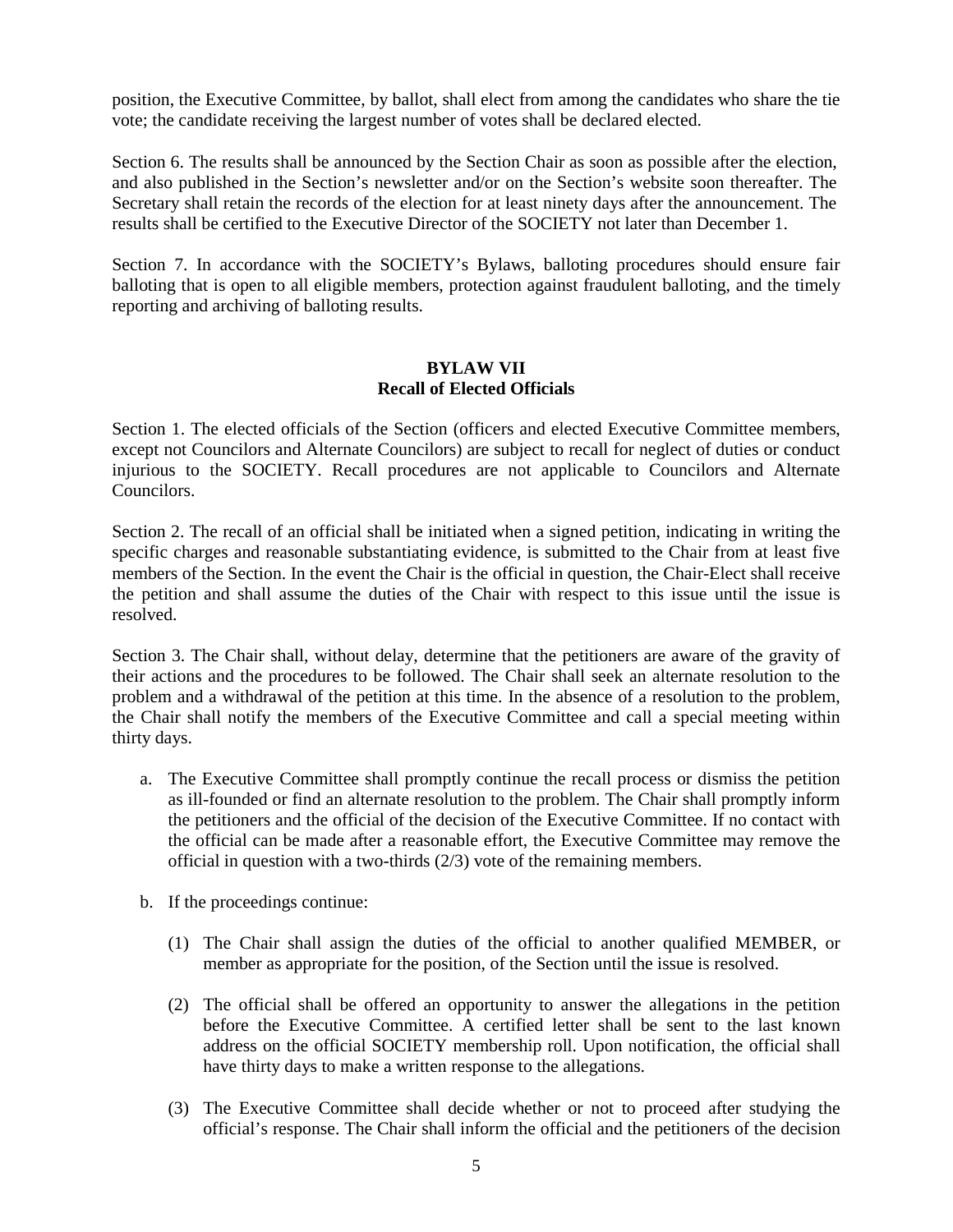position, the Executive Committee, by ballot, shall elect from among the candidates who share the tie vote; the candidate receiving the largest number of votes shall be declared elected.

Section 6. The results shall be announced by the Section Chair as soon as possible after the election, and also published in the Section's newsletter and/or on the Section's website soon thereafter. The Secretary shall retain the records of the election for at least ninety days after the announcement. The results shall be certified to the Executive Director of the SOCIETY not later than December 1.

Section 7. In accordance with the SOCIETY's Bylaws, balloting procedures should ensure fair balloting that is open to all eligible members, protection against fraudulent balloting, and the timely reporting and archiving of balloting results.

## BYLAW VII
## Recall of Elected Officials

Section 1. The elected officials of the Section (officers and elected Executive Committee members, except not Councilors and Alternate Councilors) are subject to recall for neglect of duties or conduct injurious to the SOCIETY. Recall procedures are not applicable to Councilors and Alternate Councilors.

Section 2. The recall of an official shall be initiated when a signed petition, indicating in writing the specific charges and reasonable substantiating evidence, is submitted to the Chair from at least five members of the Section. In the event the Chair is the official in question, the Chair-Elect shall receive the petition and shall assume the duties of the Chair with respect to this issue until the issue is resolved.

Section 3. The Chair shall, without delay, determine that the petitioners are aware of the gravity of their actions and the procedures to be followed. The Chair shall seek an alternate resolution to the problem and a withdrawal of the petition at this time. In the absence of a resolution to the problem, the Chair shall notify the members of the Executive Committee and call a special meeting within thirty days.

a. The Executive Committee shall promptly continue the recall process or dismiss the petition as ill-founded or find an alternate resolution to the problem. The Chair shall promptly inform the petitioners and the official of the decision of the Executive Committee. If no contact with the official can be made after a reasonable effort, the Executive Committee may remove the official in question with a two-thirds (2/3) vote of the remaining members.

b. If the proceedings continue:

   (1) The Chair shall assign the duties of the official to another qualified MEMBER, or member as appropriate for the position, of the Section until the issue is resolved.

   (2) The official shall be offered an opportunity to answer the allegations in the petition before the Executive Committee. A certified letter shall be sent to the last known address on the official SOCIETY membership roll. Upon notification, the official shall have thirty days to make a written response to the allegations.

   (3) The Executive Committee shall decide whether or not to proceed after studying the official's response. The Chair shall inform the official and the petitioners of the decision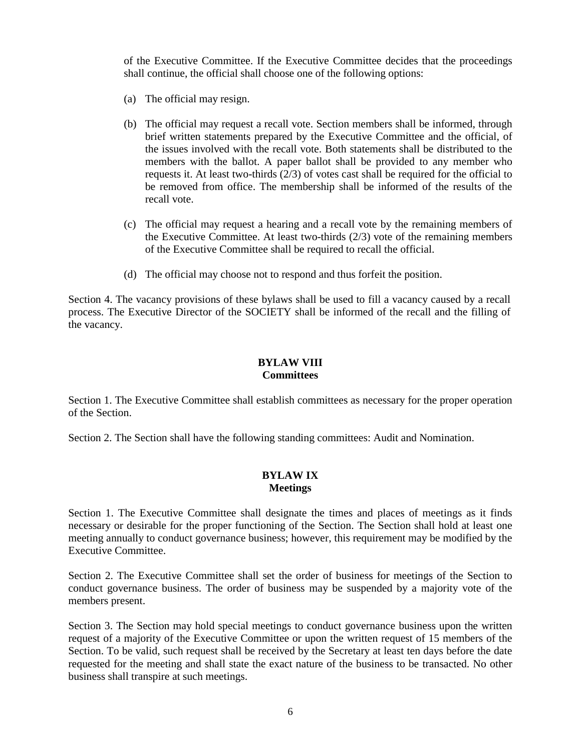of the Executive Committee. If the Executive Committee decides that the proceedings shall continue, the official shall choose one of the following options:

(a) The official may resign.

(b) The official may request a recall vote. Section members shall be informed, through brief written statements prepared by the Executive Committee and the official, of the issues involved with the recall vote. Both statements shall be distributed to the members with the ballot. A paper ballot shall be provided to any member who requests it. At least two-thirds (2/3) of votes cast shall be required for the official to be removed from office. The membership shall be informed of the results of the recall vote.

(c) The official may request a hearing and a recall vote by the remaining members of the Executive Committee. At least two-thirds (2/3) vote of the remaining members of the Executive Committee shall be required to recall the official.

(d) The official may choose not to respond and thus forfeit the position.

Section 4. The vacancy provisions of these bylaws shall be used to fill a vacancy caused by a recall process. The Executive Director of the SOCIETY shall be informed of the recall and the filling of the vacancy.

## BYLAW VIII
## Committees

Section 1. The Executive Committee shall establish committees as necessary for the proper operation of the Section.

Section 2. The Section shall have the following standing committees: Audit and Nomination.

## BYLAW IX
## Meetings

Section 1. The Executive Committee shall designate the times and places of meetings as it finds necessary or desirable for the proper functioning of the Section. The Section shall hold at least one meeting annually to conduct governance business; however, this requirement may be modified by the Executive Committee.

Section 2. The Executive Committee shall set the order of business for meetings of the Section to conduct governance business. The order of business may be suspended by a majority vote of the members present.

Section 3. The Section may hold special meetings to conduct governance business upon the written request of a majority of the Executive Committee or upon the written request of 15 members of the Section. To be valid, such request shall be received by the Secretary at least ten days before the date requested for the meeting and shall state the exact nature of the business to be transacted. No other business shall transpire at such meetings.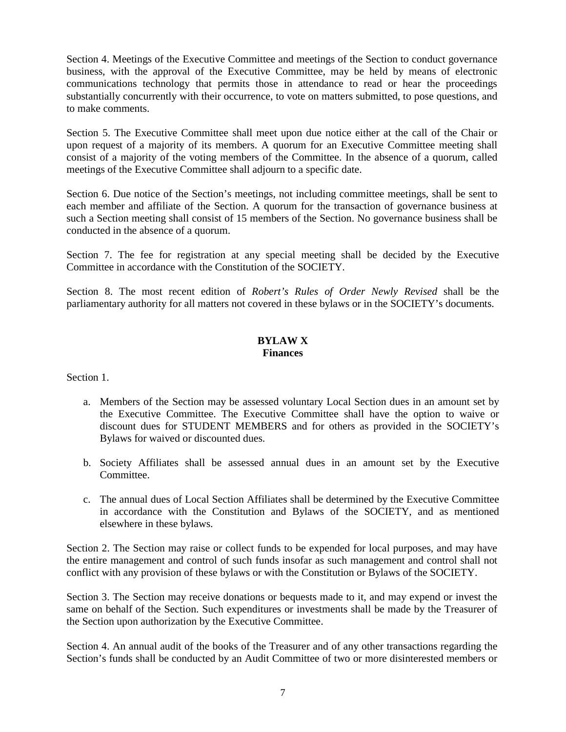Section 4. Meetings of the Executive Committee and meetings of the Section to conduct governance business, with the approval of the Executive Committee, may be held by means of electronic communications technology that permits those in attendance to read or hear the proceedings substantially concurrently with their occurrence, to vote on matters submitted, to pose questions, and to make comments.

Section 5. The Executive Committee shall meet upon due notice either at the call of the Chair or upon request of a majority of its members. A quorum for an Executive Committee meeting shall consist of a majority of the voting members of the Committee. In the absence of a quorum, called meetings of the Executive Committee shall adjourn to a specific date.

Section 6. Due notice of the Section's meetings, not including committee meetings, shall be sent to each member and affiliate of the Section. A quorum for the transaction of governance business at such a Section meeting shall consist of 15 members of the Section. No governance business shall be conducted in the absence of a quorum.

Section 7. The fee for registration at any special meeting shall be decided by the Executive Committee in accordance with the Constitution of the SOCIETY.

Section 8. The most recent edition of *Robert's Rules of Order Newly Revised* shall be the parliamentary authority for all matters not covered in these bylaws or in the SOCIETY's documents.

## BYLAW X
## Finances

Section 1.

a. Members of the Section may be assessed voluntary Local Section dues in an amount set by the Executive Committee. The Executive Committee shall have the option to waive or discount dues for STUDENT MEMBERS and for others as provided in the SOCIETY's Bylaws for waived or discounted dues.

b. Society Affiliates shall be assessed annual dues in an amount set by the Executive Committee.

c. The annual dues of Local Section Affiliates shall be determined by the Executive Committee in accordance with the Constitution and Bylaws of the SOCIETY, and as mentioned elsewhere in these bylaws.

Section 2. The Section may raise or collect funds to be expended for local purposes, and may have the entire management and control of such funds insofar as such management and control shall not conflict with any provision of these bylaws or with the Constitution or Bylaws of the SOCIETY.

Section 3. The Section may receive donations or bequests made to it, and may expend or invest the same on behalf of the Section. Such expenditures or investments shall be made by the Treasurer of the Section upon authorization by the Executive Committee.

Section 4. An annual audit of the books of the Treasurer and of any other transactions regarding the Section's funds shall be conducted by an Audit Committee of two or more disinterested members or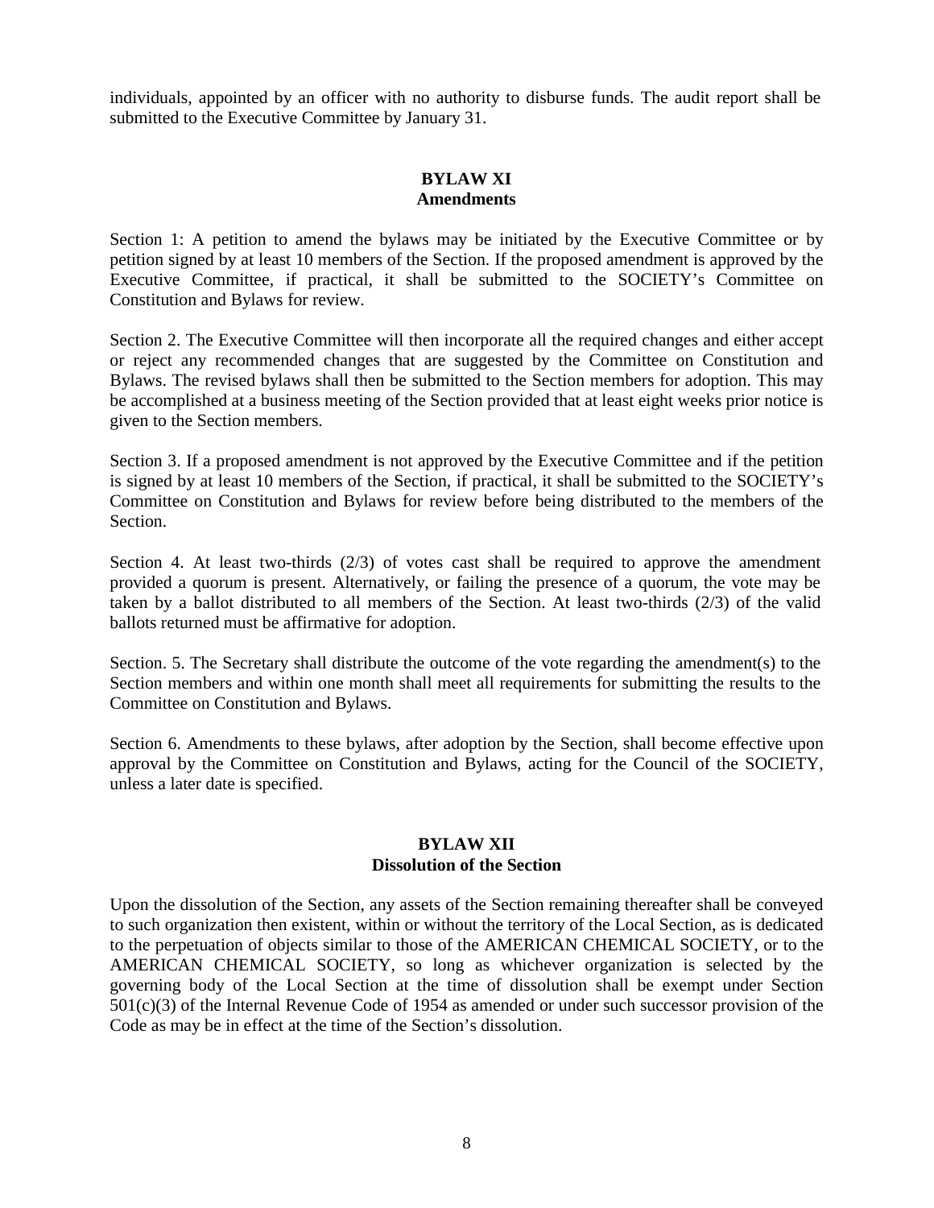individuals, appointed by an officer with no authority to disburse funds. The audit report shall be submitted to the Executive Committee by January 31.

## BYLAW XI
## Amendments

Section 1: A petition to amend the bylaws may be initiated by the Executive Committee or by petition signed by at least 10 members of the Section. If the proposed amendment is approved by the Executive Committee, if practical, it shall be submitted to the SOCIETY's Committee on Constitution and Bylaws for review.

Section 2. The Executive Committee will then incorporate all the required changes and either accept or reject any recommended changes that are suggested by the Committee on Constitution and Bylaws. The revised bylaws shall then be submitted to the Section members for adoption. This may be accomplished at a business meeting of the Section provided that at least eight weeks prior notice is given to the Section members.

Section 3. If a proposed amendment is not approved by the Executive Committee and if the petition is signed by at least 10 members of the Section, if practical, it shall be submitted to the SOCIETY's Committee on Constitution and Bylaws for review before being distributed to the members of the Section.

Section 4. At least two-thirds (2/3) of votes cast shall be required to approve the amendment provided a quorum is present. Alternatively, or failing the presence of a quorum, the vote may be taken by a ballot distributed to all members of the Section. At least two-thirds (2/3) of the valid ballots returned must be affirmative for adoption.

Section. 5. The Secretary shall distribute the outcome of the vote regarding the amendment(s) to the Section members and within one month shall meet all requirements for submitting the results to the Committee on Constitution and Bylaws.

Section 6. Amendments to these bylaws, after adoption by the Section, shall become effective upon approval by the Committee on Constitution and Bylaws, acting for the Council of the SOCIETY, unless a later date is specified.

## BYLAW XII
## Dissolution of the Section

Upon the dissolution of the Section, any assets of the Section remaining thereafter shall be conveyed to such organization then existent, within or without the territory of the Local Section, as is dedicated to the perpetuation of objects similar to those of the AMERICAN CHEMICAL SOCIETY, or to the AMERICAN CHEMICAL SOCIETY, so long as whichever organization is selected by the governing body of the Local Section at the time of dissolution shall be exempt under Section 501(c)(3) of the Internal Revenue Code of 1954 as amended or under such successor provision of the Code as may be in effect at the time of the Section's dissolution.